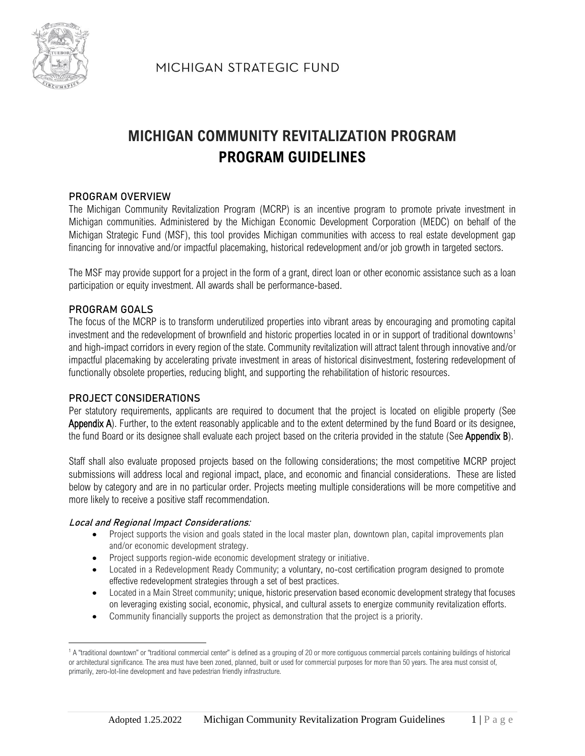MICHIGAN STRATEGIC FUND

# MICHIGAN COMMUNITY REVITALIZATION PROGRAM
# PROGRAM GUIDELINES

## PROGRAM OVERVIEW

The Michigan Community Revitalization Program (MCRP) is an incentive program to promote private investment in Michigan communities. Administered by the Michigan Economic Development Corporation (MEDC) on behalf of the Michigan Strategic Fund (MSF), this tool provides Michigan communities with access to real estate development gap financing for innovative and/or impactful placemaking, historical redevelopment and/or job growth in targeted sectors.

The MSF may provide support for a project in the form of a grant, direct loan or other economic assistance such as a loan participation or equity investment. All awards shall be performance-based.

## PROGRAM GOALS

The focus of the MCRP is to transform underutilized properties into vibrant areas by encouraging and promoting capital investment and the redevelopment of brownfield and historic properties located in or in support of traditional downtowns[1] and high-impact corridors in every region of the state. Community revitalization will attract talent through innovative and/or impactful placemaking by accelerating private investment in areas of historical disinvestment, fostering redevelopment of functionally obsolete properties, reducing blight, and supporting the rehabilitation of historic resources.

## PROJECT CONSIDERATIONS

Per statutory requirements, applicants are required to document that the project is located on eligible property (See **Appendix A**). Further, to the extent reasonably applicable and to the extent determined by the fund Board or its designee, the fund Board or its designee shall evaluate each project based on the criteria provided in the statute (See **Appendix B**).

Staff shall also evaluate proposed projects based on the following considerations; the most competitive MCRP project submissions will address local and regional impact, place, and economic and financial considerations. These are listed below by category and are in no particular order. Projects meeting multiple considerations will be more competitive and more likely to receive a positive staff recommendation.

### *Local and Regional Impact Considerations:*

- Project supports the vision and goals stated in the local master plan, downtown plan, capital improvements plan and/or economic development strategy.
- Project supports region-wide economic development strategy or initiative.
- Located in a Redevelopment Ready Community; a voluntary, no-cost certification program designed to promote effective redevelopment strategies through a set of best practices.
- Located in a Main Street community; unique, historic preservation based economic development strategy that focuses on leveraging existing social, economic, physical, and cultural assets to energize community revitalization efforts.
- Community financially supports the project as demonstration that the project is a priority.

---

[1] A "traditional downtown" or "traditional commercial center" is defined as a grouping of 20 or more contiguous commercial parcels containing buildings of historical or architectural significance. The area must have been zoned, planned, built or used for commercial purposes for more than 50 years. The area must consist of, primarily, zero-lot-line development and have pedestrian friendly infrastructure.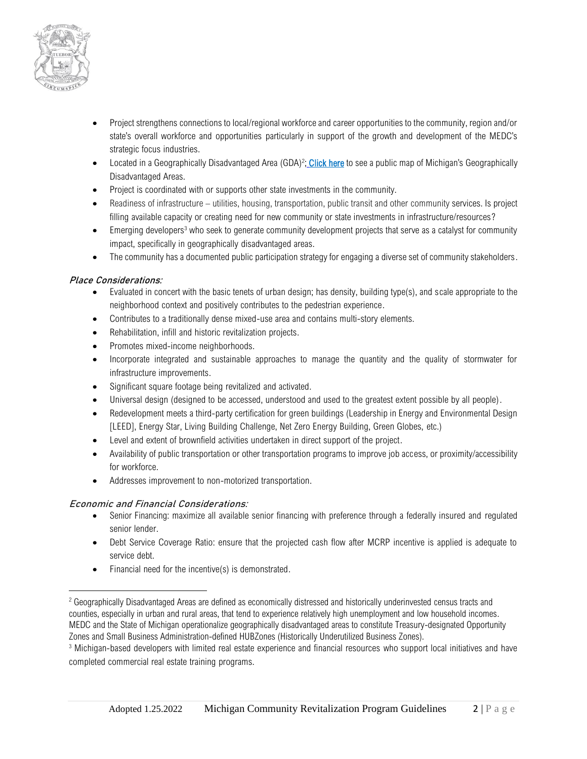- Project strengthens connections to local/regional workforce and career opportunities to the community, region and/or state's overall workforce and opportunities particularly in support of the growth and development of the MEDC's strategic focus industries.
- Located in a Geographically Disadvantaged Area (GDA)[2]; Click here to see a public map of Michigan's Geographically Disadvantaged Areas.
- Project is coordinated with or supports other state investments in the community.
- Readiness of infrastructure – utilities, housing, transportation, public transit and other community services. Is project filling available capacity or creating need for new community or state investments in infrastructure/resources?
- Emerging developers[3] who seek to generate community development projects that serve as a catalyst for community impact, specifically in geographically disadvantaged areas.
- The community has a documented public participation strategy for engaging a diverse set of community stakeholders.

***Place Considerations:***

- Evaluated in concert with the basic tenets of urban design; has density, building type(s), and scale appropriate to the neighborhood context and positively contributes to the pedestrian experience.
- Contributes to a traditionally dense mixed-use area and contains multi-story elements.
- Rehabilitation, infill and historic revitalization projects.
- Promotes mixed-income neighborhoods.
- Incorporate integrated and sustainable approaches to manage the quantity and the quality of stormwater for infrastructure improvements.
- Significant square footage being revitalized and activated.
- Universal design (designed to be accessed, understood and used to the greatest extent possible by all people).
- Redevelopment meets a third-party certification for green buildings (Leadership in Energy and Environmental Design [LEED], Energy Star, Living Building Challenge, Net Zero Energy Building, Green Globes, etc.)
- Level and extent of brownfield activities undertaken in direct support of the project.
- Availability of public transportation or other transportation programs to improve job access, or proximity/accessibility for workforce.
- Addresses improvement to non-motorized transportation.

***Economic and Financial Considerations:***

- Senior Financing: maximize all available senior financing with preference through a federally insured and regulated senior lender.
- Debt Service Coverage Ratio: ensure that the projected cash flow after MCRP incentive is applied is adequate to service debt.
- Financial need for the incentive(s) is demonstrated.

---

[2] Geographically Disadvantaged Areas are defined as economically distressed and historically underinvested census tracts and counties, especially in urban and rural areas, that tend to experience relatively high unemployment and low household incomes. MEDC and the State of Michigan operationalize geographically disadvantaged areas to constitute Treasury-designated Opportunity Zones and Small Business Administration-defined HUBZones (Historically Underutilized Business Zones).

[3] Michigan-based developers with limited real estate experience and financial resources who support local initiatives and have completed commercial real estate training programs.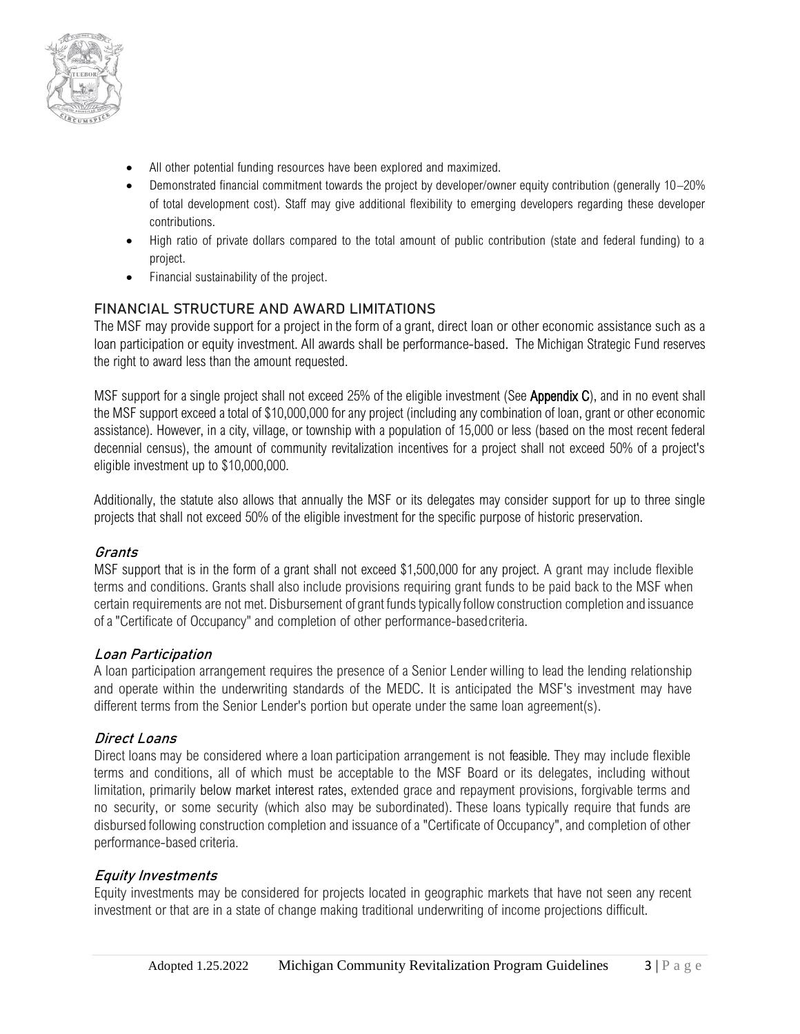- All other potential funding resources have been explored and maximized.
- Demonstrated financial commitment towards the project by developer/owner equity contribution (generally 10–20% of total development cost). Staff may give additional flexibility to emerging developers regarding these developer contributions.
- High ratio of private dollars compared to the total amount of public contribution (state and federal funding) to a project.
- Financial sustainability of the project.

## FINANCIAL STRUCTURE AND AWARD LIMITATIONS

The MSF may provide support for a project in the form of a grant, direct loan or other economic assistance such as a loan participation or equity investment. All awards shall be performance-based. The Michigan Strategic Fund reserves the right to award less than the amount requested.

MSF support for a single project shall not exceed 25% of the eligible investment (See **Appendix C**), and in no event shall the MSF support exceed a total of $10,000,000 for any project (including any combination of loan, grant or other economic assistance). However, in a city, village, or township with a population of 15,000 or less (based on the most recent federal decennial census), the amount of community revitalization incentives for a project shall not exceed 50% of a project's eligible investment up to $10,000,000.

Additionally, the statute also allows that annually the MSF or its delegates may consider support for up to three single projects that shall not exceed 50% of the eligible investment for the specific purpose of historic preservation.

### *Grants*

MSF support that is in the form of a grant shall not exceed $1,500,000 for any project. A grant may include flexible terms and conditions. Grants shall also include provisions requiring grant funds to be paid back to the MSF when certain requirements are not met. Disbursement of grant funds typically follow construction completion and issuance of a "Certificate of Occupancy" and completion of other performance-based criteria.

### *Loan Participation*

A loan participation arrangement requires the presence of a Senior Lender willing to lead the lending relationship and operate within the underwriting standards of the MEDC. It is anticipated the MSF's investment may have different terms from the Senior Lender's portion but operate under the same loan agreement(s).

### *Direct Loans*

Direct loans may be considered where a loan participation arrangement is not feasible. They may include flexible terms and conditions, all of which must be acceptable to the MSF Board or its delegates, including without limitation, primarily below market interest rates, extended grace and repayment provisions, forgivable terms and no security, or some security (which also may be subordinated). These loans typically require that funds are disbursed following construction completion and issuance of a "Certificate of Occupancy", and completion of other performance-based criteria.

### *Equity Investments*

Equity investments may be considered for projects located in geographic markets that have not seen any recent investment or that are in a state of change making traditional underwriting of income projections difficult.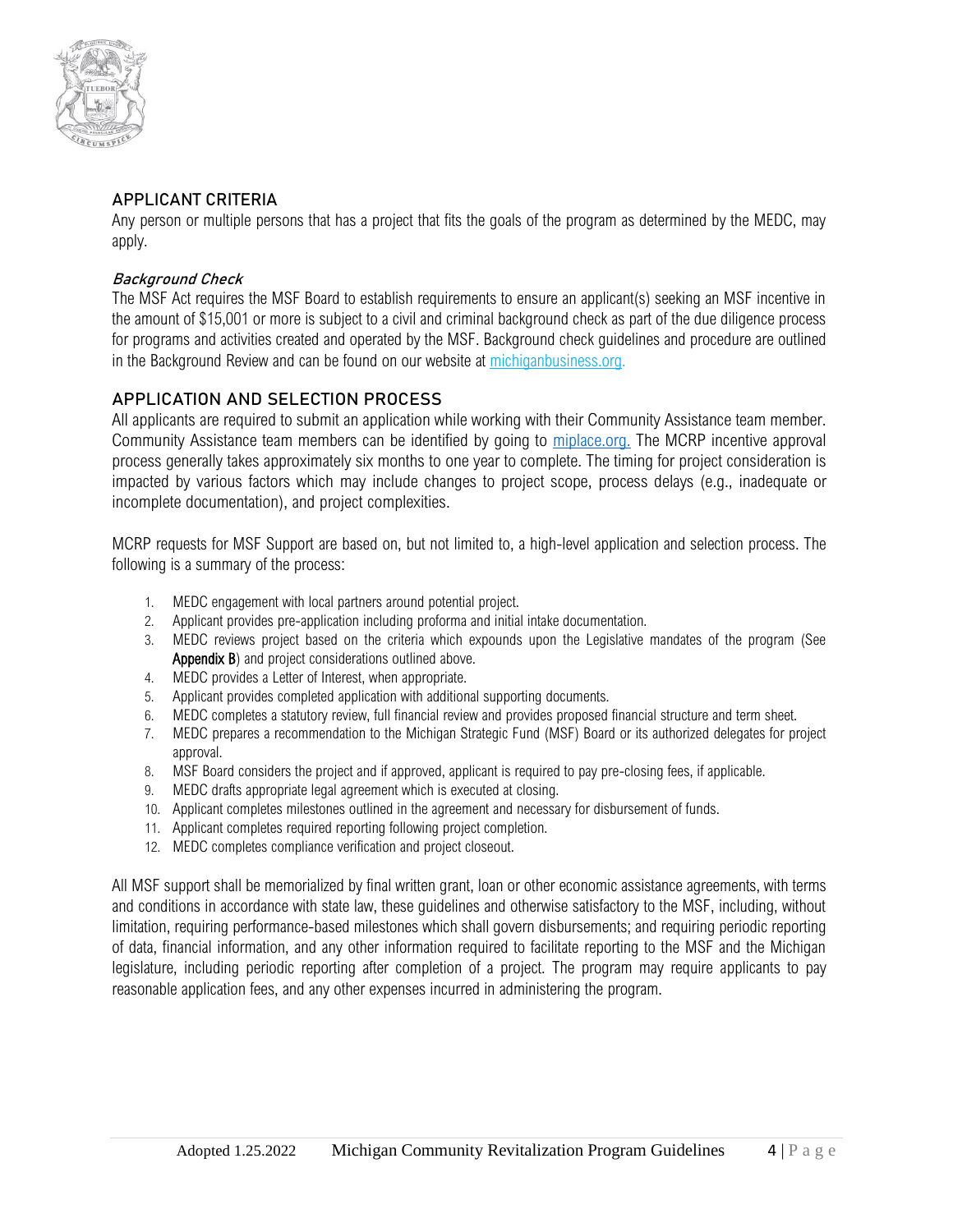## APPLICANT CRITERIA

Any person or multiple persons that has a project that fits the goals of the program as determined by the MEDC, may apply.

### *Background Check*

The MSF Act requires the MSF Board to establish requirements to ensure an applicant(s) seeking an MSF incentive in the amount of $15,001 or more is subject to a civil and criminal background check as part of the due diligence process for programs and activities created and operated by the MSF. Background check guidelines and procedure are outlined in the Background Review and can be found on our website at michiganbusiness.org.

## APPLICATION AND SELECTION PROCESS

All applicants are required to submit an application while working with their Community Assistance team member. Community Assistance team members can be identified by going to miplace.org. The MCRP incentive approval process generally takes approximately six months to one year to complete. The timing for project consideration is impacted by various factors which may include changes to project scope, process delays (e.g., inadequate or incomplete documentation), and project complexities.

MCRP requests for MSF Support are based on, but not limited to, a high-level application and selection process. The following is a summary of the process:

1. MEDC engagement with local partners around potential project.
2. Applicant provides pre-application including proforma and initial intake documentation.
3. MEDC reviews project based on the criteria which expounds upon the Legislative mandates of the program (See **Appendix B**) and project considerations outlined above.
4. MEDC provides a Letter of Interest, when appropriate.
5. Applicant provides completed application with additional supporting documents.
6. MEDC completes a statutory review, full financial review and provides proposed financial structure and term sheet.
7. MEDC prepares a recommendation to the Michigan Strategic Fund (MSF) Board or its authorized delegates for project approval.
8. MSF Board considers the project and if approved, applicant is required to pay pre-closing fees, if applicable.
9. MEDC drafts appropriate legal agreement which is executed at closing.
10. Applicant completes milestones outlined in the agreement and necessary for disbursement of funds.
11. Applicant completes required reporting following project completion.
12. MEDC completes compliance verification and project closeout.

All MSF support shall be memorialized by final written grant, loan or other economic assistance agreements, with terms and conditions in accordance with state law, these guidelines and otherwise satisfactory to the MSF, including, without limitation, requiring performance-based milestones which shall govern disbursements; and requiring periodic reporting of data, financial information, and any other information required to facilitate reporting to the MSF and the Michigan legislature, including periodic reporting after completion of a project. The program may require applicants to pay reasonable application fees, and any other expenses incurred in administering the program.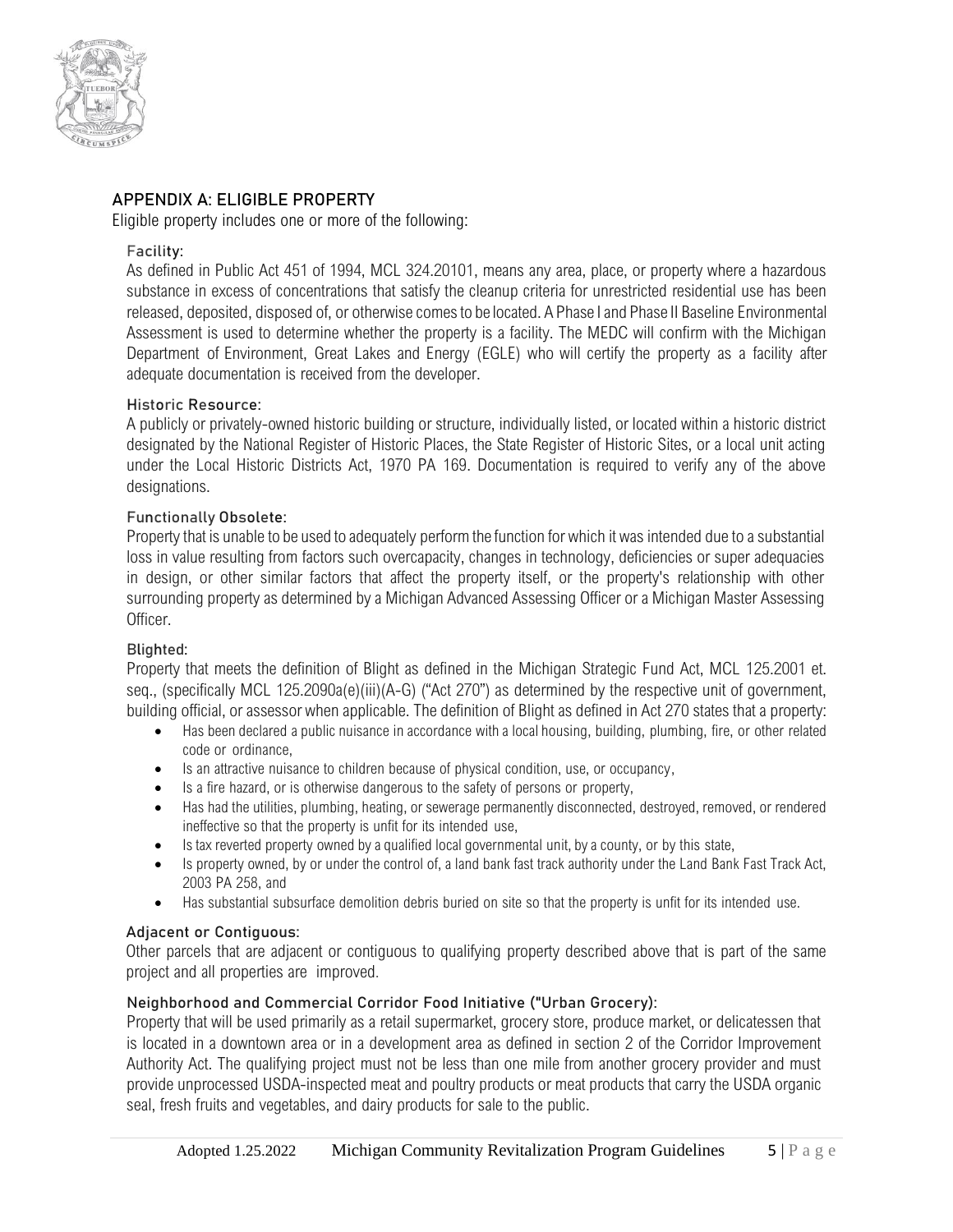## APPENDIX A: ELIGIBLE PROPERTY

Eligible property includes one or more of the following:

### Facility:

As defined in Public Act 451 of 1994, MCL 324.20101, means any area, place, or property where a hazardous substance in excess of concentrations that satisfy the cleanup criteria for unrestricted residential use has been released, deposited, disposed of, or otherwise comes to be located. A Phase I and Phase II Baseline Environmental Assessment is used to determine whether the property is a facility. The MEDC will confirm with the Michigan Department of Environment, Great Lakes and Energy (EGLE) who will certify the property as a facility after adequate documentation is received from the developer.

### Historic Resource:

A publicly or privately-owned historic building or structure, individually listed, or located within a historic district designated by the National Register of Historic Places, the State Register of Historic Sites, or a local unit acting under the Local Historic Districts Act, 1970 PA 169. Documentation is required to verify any of the above designations.

### Functionally Obsolete:

Property that is unable to be used to adequately perform the function for which it was intended due to a substantial loss in value resulting from factors such overcapacity, changes in technology, deficiencies or super adequacies in design, or other similar factors that affect the property itself, or the property's relationship with other surrounding property as determined by a Michigan Advanced Assessing Officer or a Michigan Master Assessing Officer.

### Blighted:

Property that meets the definition of Blight as defined in the Michigan Strategic Fund Act, MCL 125.2001 et. seq., (specifically MCL 125.2090a(e)(iii)(A-G) ("Act 270") as determined by the respective unit of government, building official, or assessor when applicable. The definition of Blight as defined in Act 270 states that a property:

- Has been declared a public nuisance in accordance with a local housing, building, plumbing, fire, or other related code or ordinance,
- Is an attractive nuisance to children because of physical condition, use, or occupancy,
- Is a fire hazard, or is otherwise dangerous to the safety of persons or property,
- Has had the utilities, plumbing, heating, or sewerage permanently disconnected, destroyed, removed, or rendered ineffective so that the property is unfit for its intended use,
- Is tax reverted property owned by a qualified local governmental unit, by a county, or by this state,
- Is property owned, by or under the control of, a land bank fast track authority under the Land Bank Fast Track Act, 2003 PA 258, and
- Has substantial subsurface demolition debris buried on site so that the property is unfit for its intended use.

### Adjacent or Contiguous:

Other parcels that are adjacent or contiguous to qualifying property described above that is part of the same project and all properties are improved.

### Neighborhood and Commercial Corridor Food Initiative ("Urban Grocery):

Property that will be used primarily as a retail supermarket, grocery store, produce market, or delicatessen that is located in a downtown area or in a development area as defined in section 2 of the Corridor Improvement Authority Act. The qualifying project must not be less than one mile from another grocery provider and must provide unprocessed USDA-inspected meat and poultry products or meat products that carry the USDA organic seal, fresh fruits and vegetables, and dairy products for sale to the public.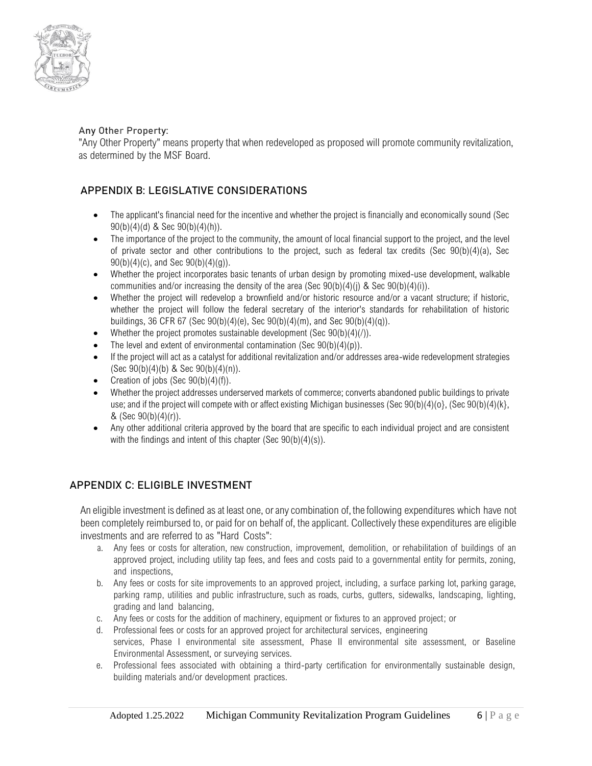**Any Other Property:**

"Any Other Property" means property that when redeveloped as proposed will promote community revitalization, as determined by the MSF Board.

## APPENDIX B: LEGISLATIVE CONSIDERATIONS

- The applicant's financial need for the incentive and whether the project is financially and economically sound (Sec 90(b)(4)(d) & Sec 90(b)(4)(h)).
- The importance of the project to the community, the amount of local financial support to the project, and the level of private sector and other contributions to the project, such as federal tax credits (Sec 90(b)(4)(a), Sec 90(b)(4)(c), and Sec 90(b)(4)(g)).
- Whether the project incorporates basic tenants of urban design by promoting mixed-use development, walkable communities and/or increasing the density of the area (Sec 90(b)(4)(j) & Sec 90(b)(4)(i)).
- Whether the project will redevelop a brownfield and/or historic resource and/or a vacant structure; if historic, whether the project will follow the federal secretary of the interior's standards for rehabilitation of historic buildings, 36 CFR 67 (Sec 90(b)(4)(e), Sec 90(b)(4)(m), and Sec 90(b)(4)(q)).
- Whether the project promotes sustainable development (Sec 90(b)(4)(/)).
- The level and extent of environmental contamination (Sec 90(b)(4)(p)).
- If the project will act as a catalyst for additional revitalization and/or addresses area-wide redevelopment strategies (Sec 90(b)(4)(b) & Sec 90(b)(4)(n)).
- Creation of jobs (Sec 90(b)(4)(f)).
- Whether the project addresses underserved markets of commerce; converts abandoned public buildings to private use; and if the project will compete with or affect existing Michigan businesses (Sec 90(b)(4)(o}, (Sec 90(b)(4)(k}, & (Sec 90(b)(4)(r)).
- Any other additional criteria approved by the board that are specific to each individual project and are consistent with the findings and intent of this chapter (Sec 90(b)(4)(s)).

## APPENDIX C: ELIGIBLE INVESTMENT

An eligible investment is defined as at least one, or any combination of, the following expenditures which have not been completely reimbursed to, or paid for on behalf of, the applicant. Collectively these expenditures are eligible investments and are referred to as "Hard Costs":

a. Any fees or costs for alteration, new construction, improvement, demolition, or rehabilitation of buildings of an approved project, including utility tap fees, and fees and costs paid to a governmental entity for permits, zoning, and inspections,
b. Any fees or costs for site improvements to an approved project, including, a surface parking lot, parking garage, parking ramp, utilities and public infrastructure, such as roads, curbs, gutters, sidewalks, landscaping, lighting, grading and land balancing,
c. Any fees or costs for the addition of machinery, equipment or fixtures to an approved project; or
d. Professional fees or costs for an approved project for architectural services, engineering services, Phase I environmental site assessment, Phase II environmental site assessment, or Baseline Environmental Assessment, or surveying services.
e. Professional fees associated with obtaining a third-party certification for environmentally sustainable design, building materials and/or development practices.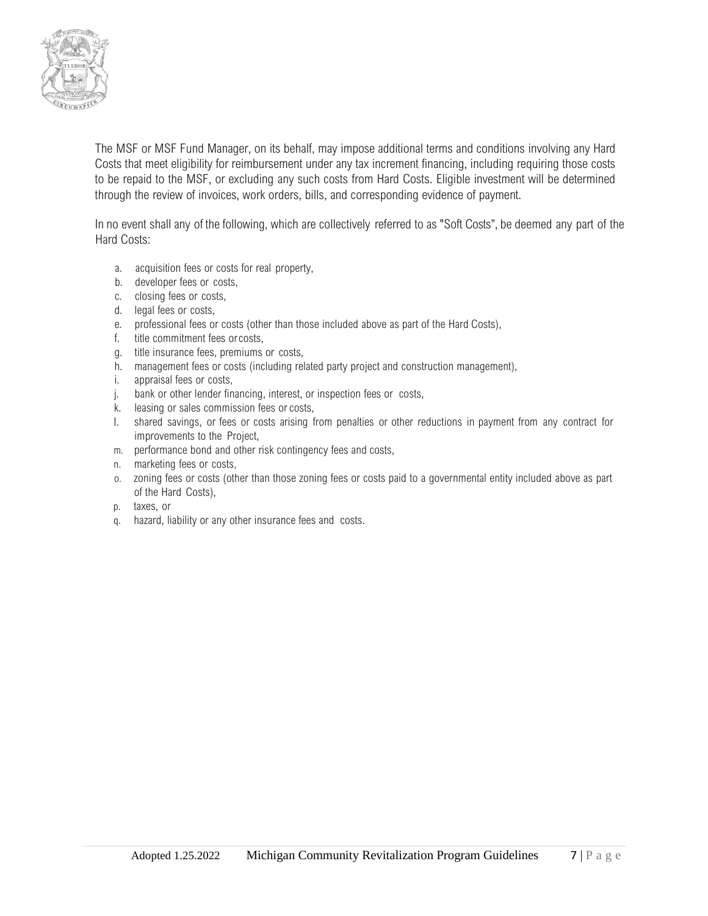The MSF or MSF Fund Manager, on its behalf, may impose additional terms and conditions involving any Hard Costs that meet eligibility for reimbursement under any tax increment financing, including requiring those costs to be repaid to the MSF, or excluding any such costs from Hard Costs. Eligible investment will be determined through the review of invoices, work orders, bills, and corresponding evidence of payment.

In no event shall any of the following, which are collectively referred to as "Soft Costs", be deemed any part of the Hard Costs:

a. acquisition fees or costs for real property,
b. developer fees or costs,
c. closing fees or costs,
d. legal fees or costs,
e. professional fees or costs (other than those included above as part of the Hard Costs),
f. title commitment fees or costs,
g. title insurance fees, premiums or costs,
h. management fees or costs (including related party project and construction management),
i. appraisal fees or costs,
j. bank or other lender financing, interest, or inspection fees or costs,
k. leasing or sales commission fees or costs,
l. shared savings, or fees or costs arising from penalties or other reductions in payment from any contract for improvements to the Project,
m. performance bond and other risk contingency fees and costs,
n. marketing fees or costs,
o. zoning fees or costs (other than those zoning fees or costs paid to a governmental entity included above as part of the Hard Costs),
p. taxes, or
q. hazard, liability or any other insurance fees and costs.